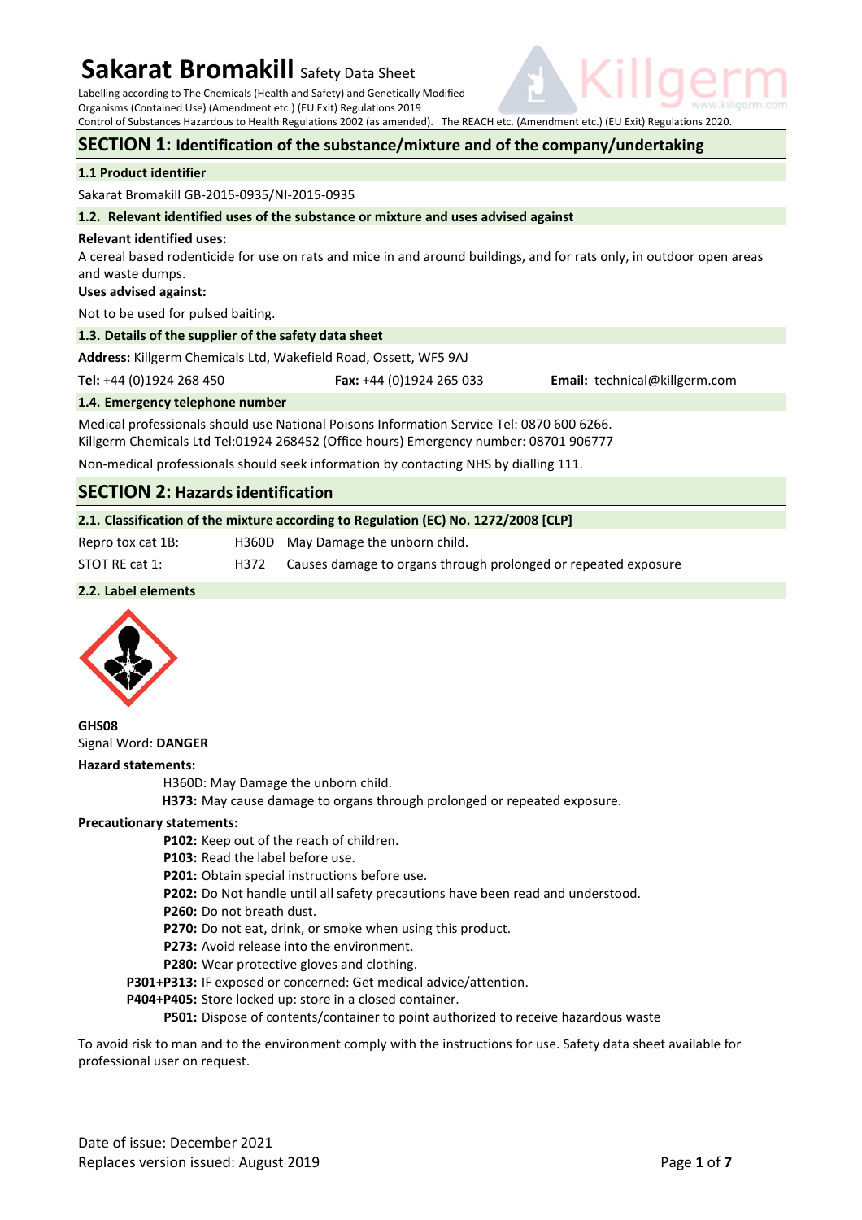# Sakarat Bromakill Safety Data Sheet

Labelling according to The Chemicals (Health and Safety) and Genetically Modified Organisms (Contained Use) (Amendment etc.) (EU Exit) Regulations 2019
Control of Substances Hazardous to Health Regulations 2002 (as amended). The REACH etc. (Amendment etc.) (EU Exit) Regulations 2020.

## SECTION 1: Identification of the substance/mixture and of the company/undertaking

### 1.1 Product identifier

Sakarat Bromakill GB-2015-0935/NI-2015-0935

### 1.2. Relevant identified uses of the substance or mixture and uses advised against

**Relevant identified uses:**

A cereal based rodenticide for use on rats and mice in and around buildings, and for rats only, in outdoor open areas and waste dumps.

**Uses advised against:**

Not to be used for pulsed baiting.

### 1.3. Details of the supplier of the safety data sheet

**Address:** Killgerm Chemicals Ltd, Wakefield Road, Ossett, WF5 9AJ

**Tel:** +44 (0)1924 268 450 **Fax:** +44 (0)1924 265 033 **Email:** technical@killgerm.com

### 1.4. Emergency telephone number

Medical professionals should use National Poisons Information Service Tel: 0870 600 6266.
Killgerm Chemicals Ltd Tel:01924 268452 (Office hours) Emergency number: 08701 906777

Non-medical professionals should seek information by contacting NHS by dialling 111.

## SECTION 2: Hazards identification

### 2.1. Classification of the mixture according to Regulation (EC) No. 1272/2008 [CLP]

| | | |
|---|---|---|
| Repro tox cat 1B: | H360D | May Damage the unborn child. |
| STOT RE cat 1: | H372 | Causes damage to organs through prolonged or repeated exposure |

### 2.2. Label elements

**GHS08**
Signal Word: **DANGER**

**Hazard statements:**

H360D: May Damage the unborn child.
**H373:** May cause damage to organs through prolonged or repeated exposure.

**Precautionary statements:**

**P102:** Keep out of the reach of children.
**P103:** Read the label before use.
**P201:** Obtain special instructions before use.
**P202:** Do Not handle until all safety precautions have been read and understood.
**P260:** Do not breath dust.
**P270:** Do not eat, drink, or smoke when using this product.
**P273:** Avoid release into the environment.
**P280:** Wear protective gloves and clothing.
**P301+P313:** IF exposed or concerned: Get medical advice/attention.
**P404+P405:** Store locked up: store in a closed container.
**P501:** Dispose of contents/container to point authorized to receive hazardous waste

To avoid risk to man and to the environment comply with the instructions for use. Safety data sheet available for professional user on request.

Date of issue: December 2021
Replaces version issued: August 2019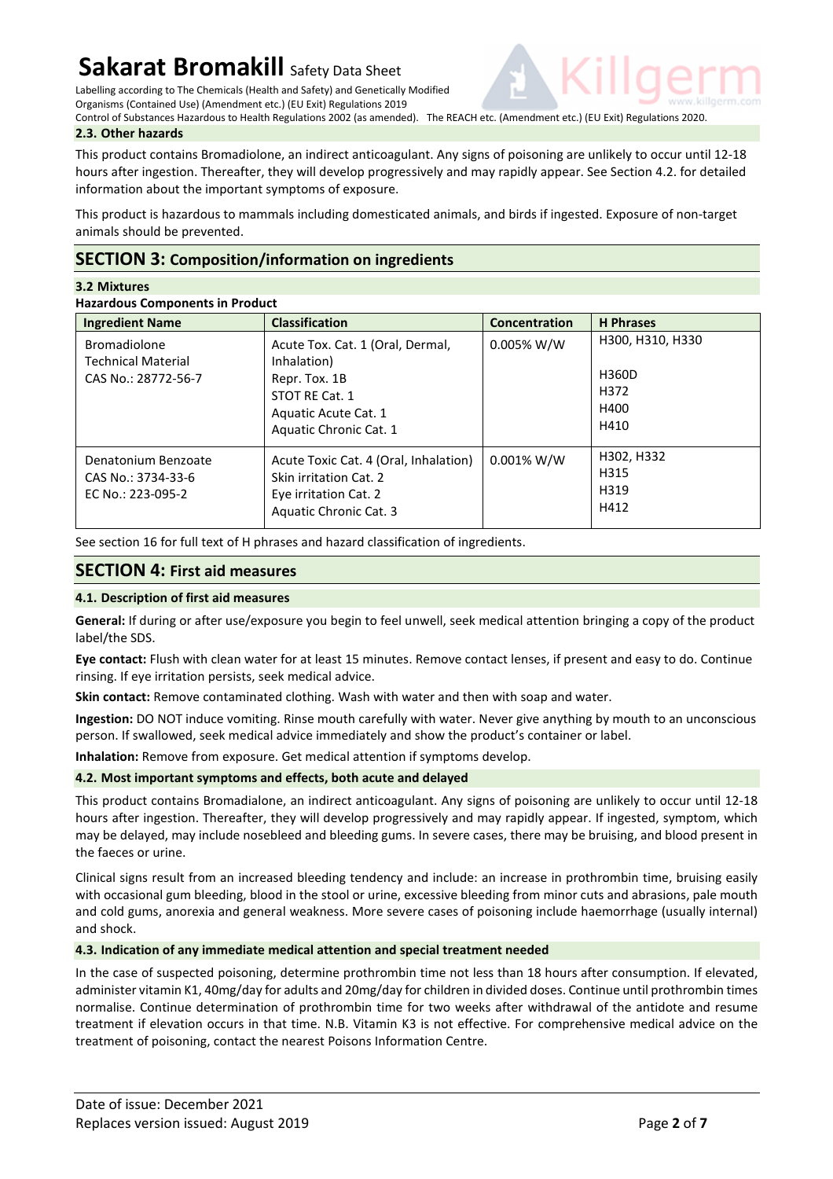### 2.3. Other hazards

This product contains Bromadiolone, an indirect anticoagulant. Any signs of poisoning are unlikely to occur until 12-18 hours after ingestion. Thereafter, they will develop progressively and may rapidly appear. See Section 4.2. for detailed information about the important symptoms of exposure.

This product is hazardous to mammals including domesticated animals, and birds if ingested. Exposure of non-target animals should be prevented.

## SECTION 3: Composition/information on ingredients

### 3.2 Mixtures

**Hazardous Components in Product**

| Ingredient Name | Classification | Concentration | H Phrases |
|---|---|---|---|
| Bromadiolone<br>Technical Material<br>CAS No.: 28772-56-7 | Acute Tox. Cat. 1 (Oral, Dermal, Inhalation)<br>Repr. Tox. 1B<br>STOT RE Cat. 1<br>Aquatic Acute Cat. 1<br>Aquatic Chronic Cat. 1 | 0.005% W/W | H300, H310, H330<br>H360D<br>H372<br>H400<br>H410 |
| Denatonium Benzoate<br>CAS No.: 3734-33-6<br>EC No.: 223-095-2 | Acute Toxic Cat. 4 (Oral, Inhalation)<br>Skin irritation Cat. 2<br>Eye irritation Cat. 2<br>Aquatic Chronic Cat. 3 | 0.001% W/W | H302, H332<br>H315<br>H319<br>H412 |

See section 16 for full text of H phrases and hazard classification of ingredients.

## SECTION 4: First aid measures

### 4.1. Description of first aid measures

**General:** If during or after use/exposure you begin to feel unwell, seek medical attention bringing a copy of the product label/the SDS.

**Eye contact:** Flush with clean water for at least 15 minutes. Remove contact lenses, if present and easy to do. Continue rinsing. If eye irritation persists, seek medical advice.

**Skin contact:** Remove contaminated clothing. Wash with water and then with soap and water.

**Ingestion:** DO NOT induce vomiting. Rinse mouth carefully with water. Never give anything by mouth to an unconscious person. If swallowed, seek medical advice immediately and show the product's container or label.

**Inhalation:** Remove from exposure. Get medical attention if symptoms develop.

### 4.2. Most important symptoms and effects, both acute and delayed

This product contains Bromadialone, an indirect anticoagulant. Any signs of poisoning are unlikely to occur until 12-18 hours after ingestion. Thereafter, they will develop progressively and may rapidly appear. If ingested, symptom, which may be delayed, may include nosebleed and bleeding gums. In severe cases, there may be bruising, and blood present in the faeces or urine.

Clinical signs result from an increased bleeding tendency and include: an increase in prothrombin time, bruising easily with occasional gum bleeding, blood in the stool or urine, excessive bleeding from minor cuts and abrasions, pale mouth and cold gums, anorexia and general weakness. More severe cases of poisoning include haemorrhage (usually internal) and shock.

### 4.3. Indication of any immediate medical attention and special treatment needed

In the case of suspected poisoning, determine prothrombin time not less than 18 hours after consumption. If elevated, administer vitamin K1, 40mg/day for adults and 20mg/day for children in divided doses. Continue until prothrombin times normalise. Continue determination of prothrombin time for two weeks after withdrawal of the antidote and resume treatment if elevation occurs in that time. N.B. Vitamin K3 is not effective. For comprehensive medical advice on the treatment of poisoning, contact the nearest Poisons Information Centre.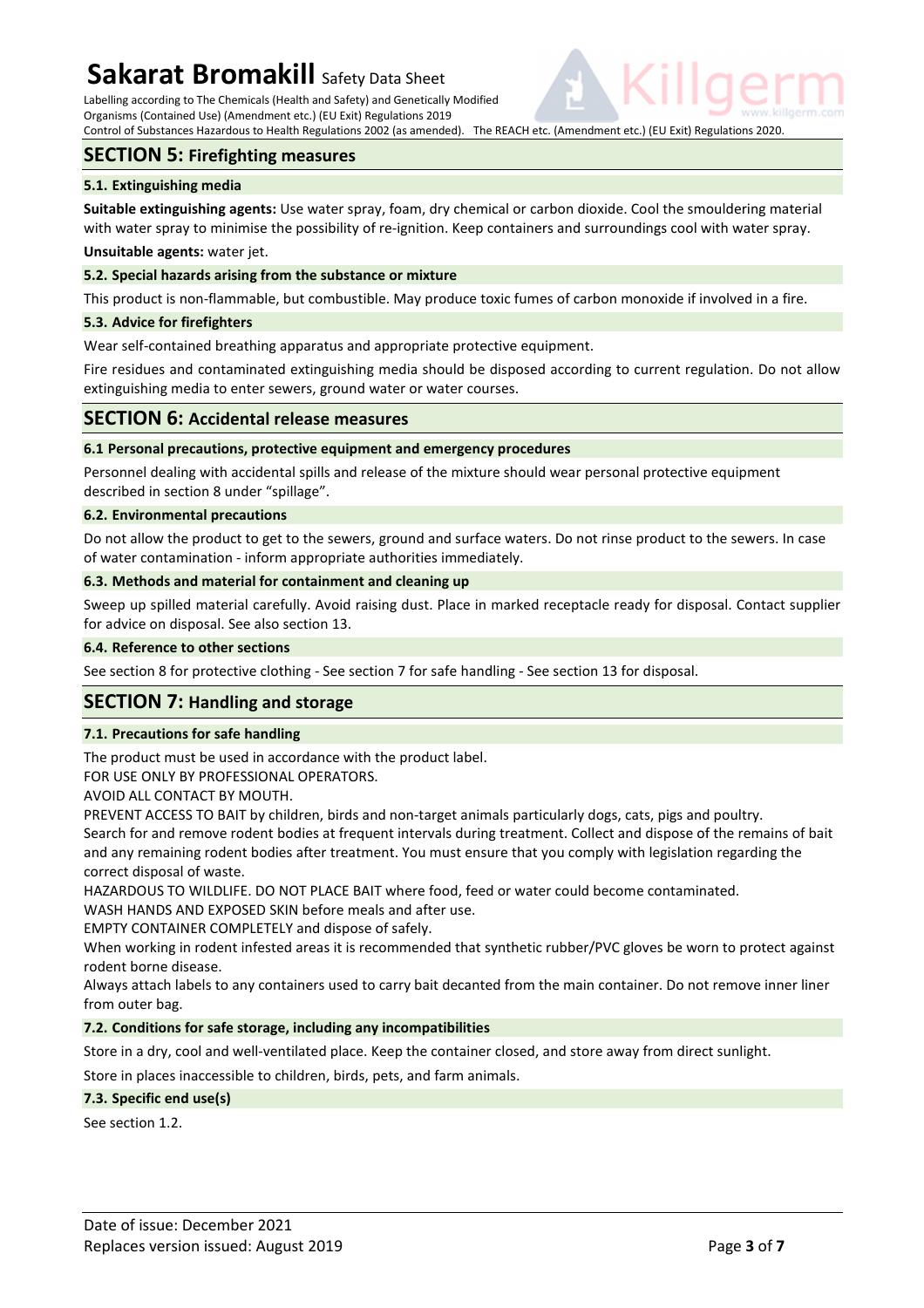## SECTION 5: Firefighting measures

### 5.1. Extinguishing media

**Suitable extinguishing agents:** Use water spray, foam, dry chemical or carbon dioxide. Cool the smouldering material with water spray to minimise the possibility of re-ignition. Keep containers and surroundings cool with water spray.

**Unsuitable agents:** water jet.

### 5.2. Special hazards arising from the substance or mixture

This product is non-flammable, but combustible. May produce toxic fumes of carbon monoxide if involved in a fire.

### 5.3. Advice for firefighters

Wear self-contained breathing apparatus and appropriate protective equipment.

Fire residues and contaminated extinguishing media should be disposed according to current regulation. Do not allow extinguishing media to enter sewers, ground water or water courses.

## SECTION 6: Accidental release measures

### 6.1 Personal precautions, protective equipment and emergency procedures

Personnel dealing with accidental spills and release of the mixture should wear personal protective equipment described in section 8 under "spillage".

### 6.2. Environmental precautions

Do not allow the product to get to the sewers, ground and surface waters. Do not rinse product to the sewers. In case of water contamination - inform appropriate authorities immediately.

### 6.3. Methods and material for containment and cleaning up

Sweep up spilled material carefully. Avoid raising dust. Place in marked receptacle ready for disposal. Contact supplier for advice on disposal. See also section 13.

### 6.4. Reference to other sections

See section 8 for protective clothing - See section 7 for safe handling - See section 13 for disposal.

## SECTION 7: Handling and storage

### 7.1. Precautions for safe handling

The product must be used in accordance with the product label.
FOR USE ONLY BY PROFESSIONAL OPERATORS.
AVOID ALL CONTACT BY MOUTH.
PREVENT ACCESS TO BAIT by children, birds and non-target animals particularly dogs, cats, pigs and poultry.
Search for and remove rodent bodies at frequent intervals during treatment. Collect and dispose of the remains of bait and any remaining rodent bodies after treatment. You must ensure that you comply with legislation regarding the correct disposal of waste.
HAZARDOUS TO WILDLIFE. DO NOT PLACE BAIT where food, feed or water could become contaminated.
WASH HANDS AND EXPOSED SKIN before meals and after use.
EMPTY CONTAINER COMPLETELY and dispose of safely.
When working in rodent infested areas it is recommended that synthetic rubber/PVC gloves be worn to protect against rodent borne disease.
Always attach labels to any containers used to carry bait decanted from the main container. Do not remove inner liner from outer bag.

### 7.2. Conditions for safe storage, including any incompatibilities

Store in a dry, cool and well-ventilated place. Keep the container closed, and store away from direct sunlight.

Store in places inaccessible to children, birds, pets, and farm animals.

### 7.3. Specific end use(s)

See section 1.2.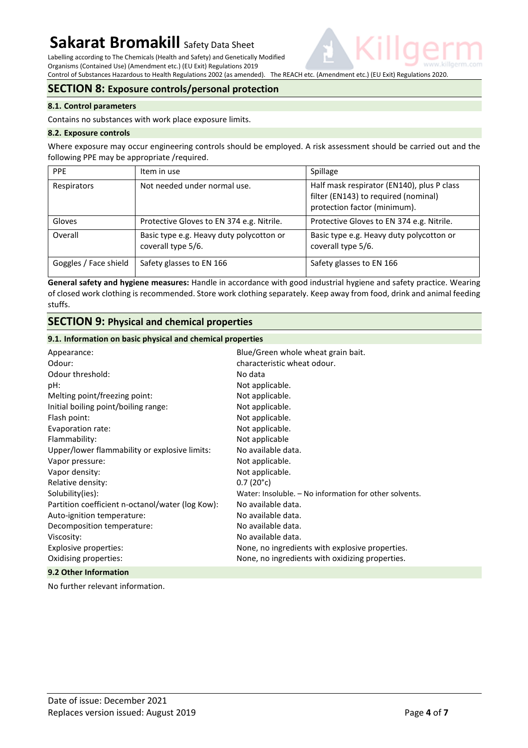## SECTION 8: Exposure controls/personal protection

### 8.1. Control parameters

Contains no substances with work place exposure limits.

### 8.2. Exposure controls

Where exposure may occur engineering controls should be employed. A risk assessment should be carried out and the following PPE may be appropriate /required.

| PPE | Item in use | Spillage |
|---|---|---|
| Respirators | Not needed under normal use. | Half mask respirator (EN140), plus P class filter (EN143) to required (nominal) protection factor (minimum). |
| Gloves | Protective Gloves to EN 374 e.g. Nitrile. | Protective Gloves to EN 374 e.g. Nitrile. |
| Overall | Basic type e.g. Heavy duty polycotton or coverall type 5/6. | Basic type e.g. Heavy duty polycotton or coverall type 5/6. |
| Goggles / Face shield | Safety glasses to EN 166 | Safety glasses to EN 166 |

**General safety and hygiene measures:** Handle in accordance with good industrial hygiene and safety practice. Wearing of closed work clothing is recommended. Store work clothing separately. Keep away from food, drink and animal feeding stuffs.

## SECTION 9: Physical and chemical properties

### 9.1. Information on basic physical and chemical properties

| | |
|---|---|
| Appearance: | Blue/Green whole wheat grain bait. |
| Odour: | characteristic wheat odour. |
| Odour threshold: | No data |
| pH: | Not applicable. |
| Melting point/freezing point: | Not applicable. |
| Initial boiling point/boiling range: | Not applicable. |
| Flash point: | Not applicable. |
| Evaporation rate: | Not applicable. |
| Flammability: | Not applicable |
| Upper/lower flammability or explosive limits: | No available data. |
| Vapor pressure: | Not applicable. |
| Vapor density: | Not applicable. |
| Relative density: | 0.7 (20°c) |
| Solubility(ies): | Water: Insoluble. – No information for other solvents. |
| Partition coefficient n-octanol/water (log Kow): | No available data. |
| Auto-ignition temperature: | No available data. |
| Decomposition temperature: | No available data. |
| Viscosity: | No available data. |
| Explosive properties: | None, no ingredients with explosive properties. |
| Oxidising properties: | None, no ingredients with oxidizing properties. |

### 9.2 Other Information

No further relevant information.

Date of issue: December 2021
Replaces version issued: August 2019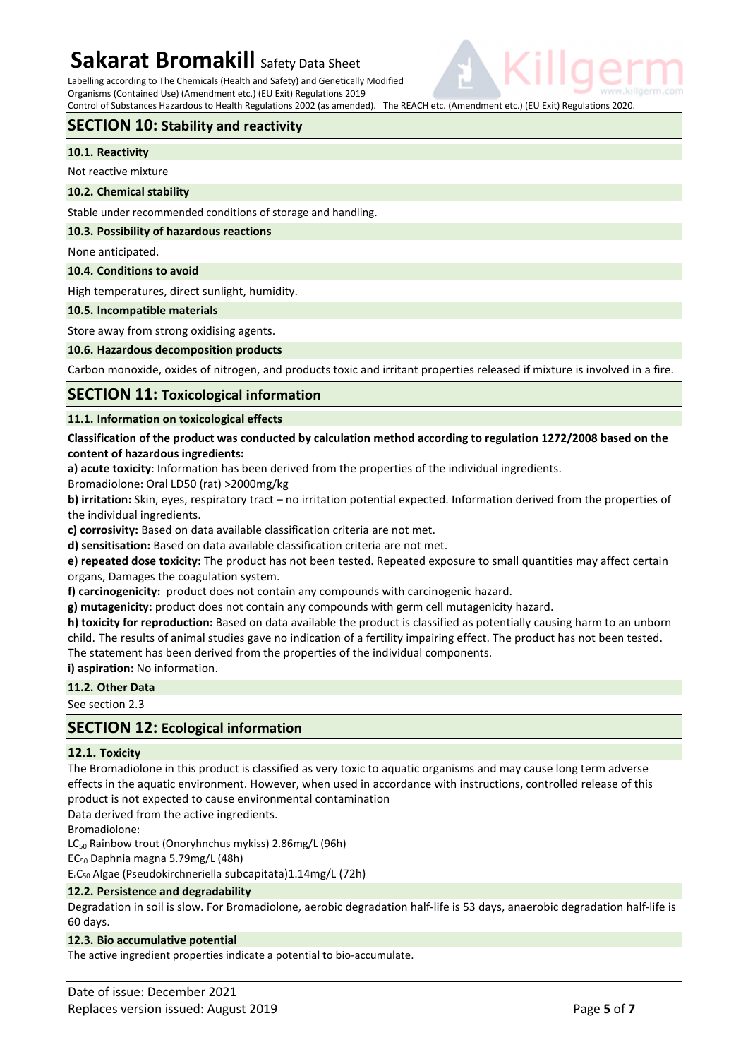## SECTION 10: Stability and reactivity

### 10.1. Reactivity

Not reactive mixture

### 10.2. Chemical stability

Stable under recommended conditions of storage and handling.

### 10.3. Possibility of hazardous reactions

None anticipated.

### 10.4. Conditions to avoid

High temperatures, direct sunlight, humidity.

### 10.5. Incompatible materials

Store away from strong oxidising agents.

### 10.6. Hazardous decomposition products

Carbon monoxide, oxides of nitrogen, and products toxic and irritant properties released if mixture is involved in a fire.

## SECTION 11: Toxicological information

### 11.1. Information on toxicological effects

**Classification of the product was conducted by calculation method according to regulation 1272/2008 based on the content of hazardous ingredients:**

**a) acute toxicity**: Information has been derived from the properties of the individual ingredients.

Bromadiolone: Oral LD50 (rat) >2000mg/kg

**b) irritation:** Skin, eyes, respiratory tract – no irritation potential expected. Information derived from the properties of the individual ingredients.

**c) corrosivity:** Based on data available classification criteria are not met.

**d) sensitisation:** Based on data available classification criteria are not met.

**e) repeated dose toxicity:** The product has not been tested. Repeated exposure to small quantities may affect certain organs, Damages the coagulation system.

**f) carcinogenicity:** product does not contain any compounds with carcinogenic hazard.

**g) mutagenicity:** product does not contain any compounds with germ cell mutagenicity hazard.

**h) toxicity for reproduction:** Based on data available the product is classified as potentially causing harm to an unborn child. The results of animal studies gave no indication of a fertility impairing effect. The product has not been tested. The statement has been derived from the properties of the individual components.

**i) aspiration:** No information.

### 11.2. Other Data

See section 2.3

## SECTION 12: Ecological information

### 12.1. Toxicity

The Bromadiolone in this product is classified as very toxic to aquatic organisms and may cause long term adverse effects in the aquatic environment. However, when used in accordance with instructions, controlled release of this product is not expected to cause environmental contamination

Data derived from the active ingredients.

Bromadiolone:

$LC_{50}$ Rainbow trout (Onoryhnchus mykiss) 2.86mg/L (96h)

$EC_{50}$ Daphnia magna 5.79mg/L (48h)

$E_rC_{50}$ Algae (Pseudokirchneriella subcapitata)1.14mg/L (72h)

### 12.2. Persistence and degradability

Degradation in soil is slow. For Bromadiolone, aerobic degradation half-life is 53 days, anaerobic degradation half-life is 60 days.

### 12.3. Bio accumulative potential

The active ingredient properties indicate a potential to bio-accumulate.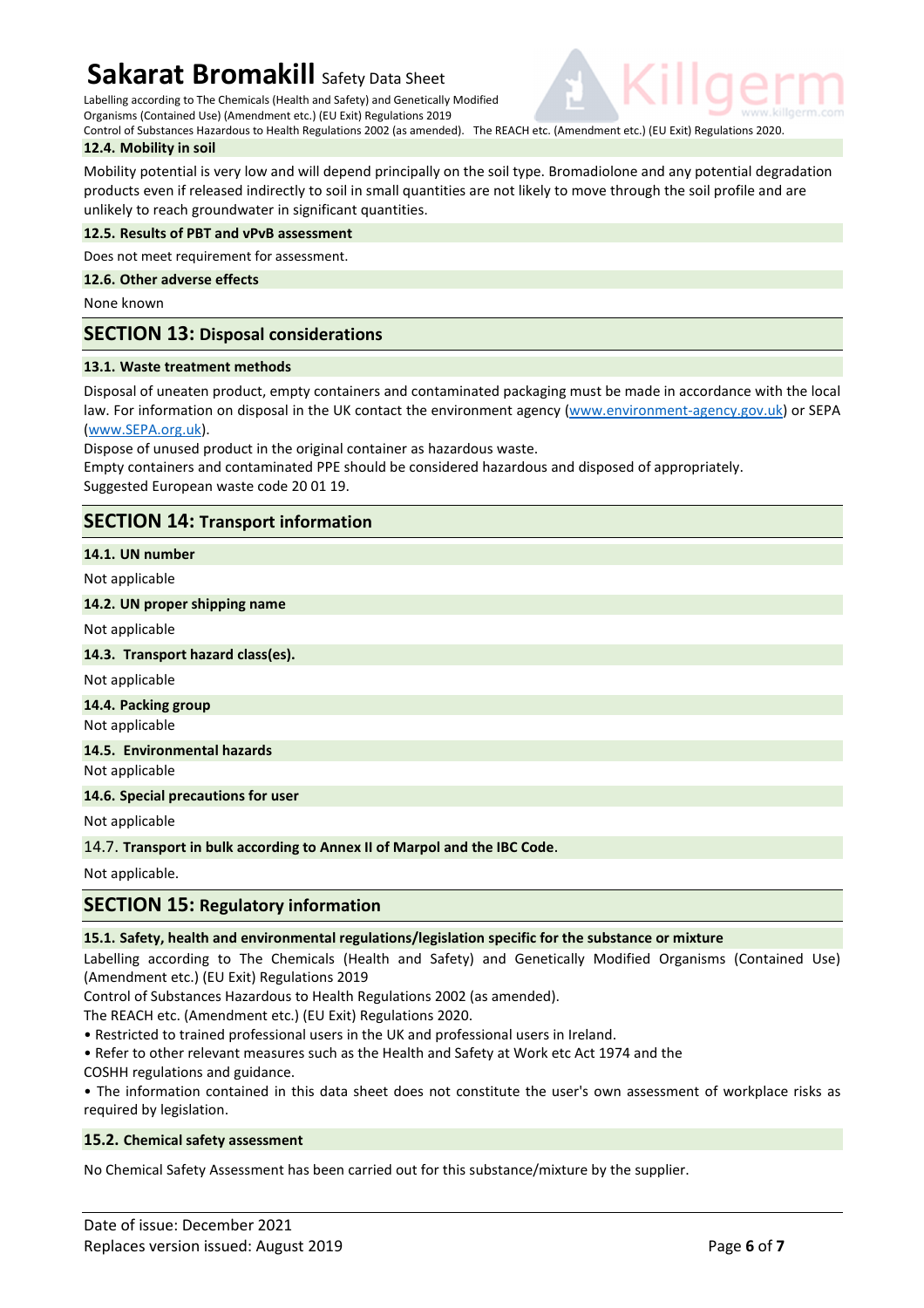**12.4. Mobility in soil**

Mobility potential is very low and will depend principally on the soil type. Bromadiolone and any potential degradation products even if released indirectly to soil in small quantities are not likely to move through the soil profile and are unlikely to reach groundwater in significant quantities.

**12.5. Results of PBT and vPvB assessment**

Does not meet requirement for assessment.

**12.6. Other adverse effects**

None known

## SECTION 13: Disposal considerations

**13.1. Waste treatment methods**

Disposal of uneaten product, empty containers and contaminated packaging must be made in accordance with the local law. For information on disposal in the UK contact the environment agency (www.environment-agency.gov.uk) or SEPA (www.SEPA.org.uk).

Dispose of unused product in the original container as hazardous waste.

Empty containers and contaminated PPE should be considered hazardous and disposed of appropriately.

Suggested European waste code 20 01 19.

## SECTION 14: Transport information

**14.1. UN number**

Not applicable

**14.2. UN proper shipping name**

Not applicable

**14.3. Transport hazard class(es).**

Not applicable

**14.4. Packing group**

Not applicable

**14.5. Environmental hazards**

Not applicable

**14.6. Special precautions for user**

Not applicable

**14.7. Transport in bulk according to Annex II of Marpol and the IBC Code.**

Not applicable.

## SECTION 15: Regulatory information

**15.1. Safety, health and environmental regulations/legislation specific for the substance or mixture**

Labelling according to The Chemicals (Health and Safety) and Genetically Modified Organisms (Contained Use) (Amendment etc.) (EU Exit) Regulations 2019

Control of Substances Hazardous to Health Regulations 2002 (as amended).

The REACH etc. (Amendment etc.) (EU Exit) Regulations 2020.

- Restricted to trained professional users in the UK and professional users in Ireland.
- Refer to other relevant measures such as the Health and Safety at Work etc Act 1974 and the COSHH regulations and guidance.
- The information contained in this data sheet does not constitute the user's own assessment of workplace risks as required by legislation.

**15.2. Chemical safety assessment**

No Chemical Safety Assessment has been carried out for this substance/mixture by the supplier.

Date of issue: December 2021
Replaces version issued: August 2019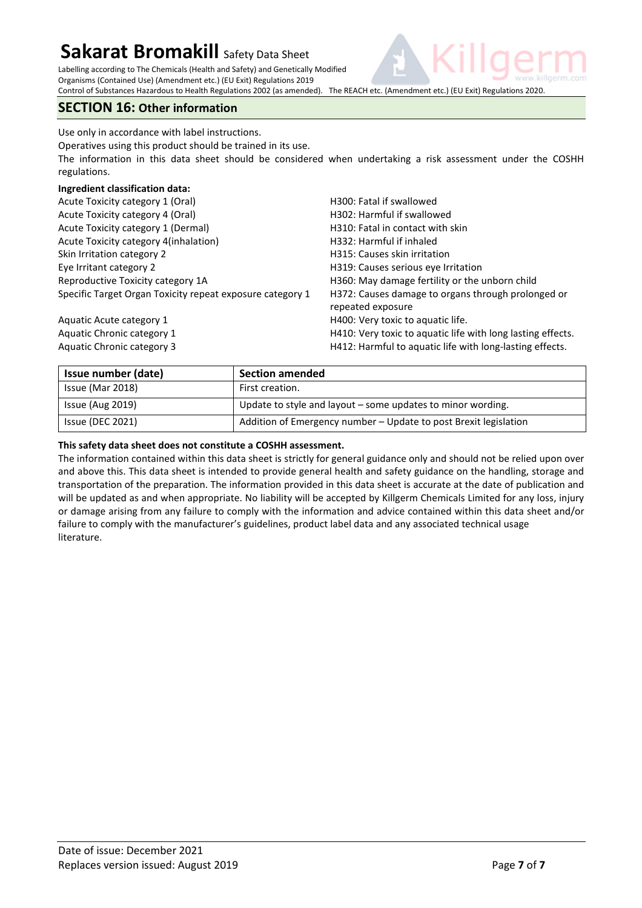## SECTION 16: Other information

Use only in accordance with label instructions.
Operatives using this product should be trained in its use.
The information in this data sheet should be considered when undertaking a risk assessment under the COSHH regulations.

**Ingredient classification data:**

| | |
|---|---|
| Acute Toxicity category 1 (Oral) | H300: Fatal if swallowed |
| Acute Toxicity category 4 (Oral) | H302: Harmful if swallowed |
| Acute Toxicity category 1 (Dermal) | H310: Fatal in contact with skin |
| Acute Toxicity category 4(inhalation) | H332: Harmful if inhaled |
| Skin Irritation category 2 | H315: Causes skin irritation |
| Eye Irritant category 2 | H319: Causes serious eye Irritation |
| Reproductive Toxicity category 1A | H360: May damage fertility or the unborn child |
| Specific Target Organ Toxicity repeat exposure category 1 | H372: Causes damage to organs through prolonged or repeated exposure |
| Aquatic Acute category 1 | H400: Very toxic to aquatic life. |
| Aquatic Chronic category 1 | H410: Very toxic to aquatic life with long lasting effects. |
| Aquatic Chronic category 3 | H412: Harmful to aquatic life with long-lasting effects. |

| Issue number (date) | Section amended |
|---|---|
| Issue (Mar 2018) | First creation. |
| Issue (Aug 2019) | Update to style and layout – some updates to minor wording. |
| Issue (DEC 2021) | Addition of Emergency number – Update to post Brexit legislation |

**This safety data sheet does not constitute a COSHH assessment.**

The information contained within this data sheet is strictly for general guidance only and should not be relied upon over and above this. This data sheet is intended to provide general health and safety guidance on the handling, storage and transportation of the preparation. The information provided in this data sheet is accurate at the date of publication and will be updated as and when appropriate. No liability will be accepted by Killgerm Chemicals Limited for any loss, injury or damage arising from any failure to comply with the information and advice contained within this data sheet and/or failure to comply with the manufacturer's guidelines, product label data and any associated technical usage literature.